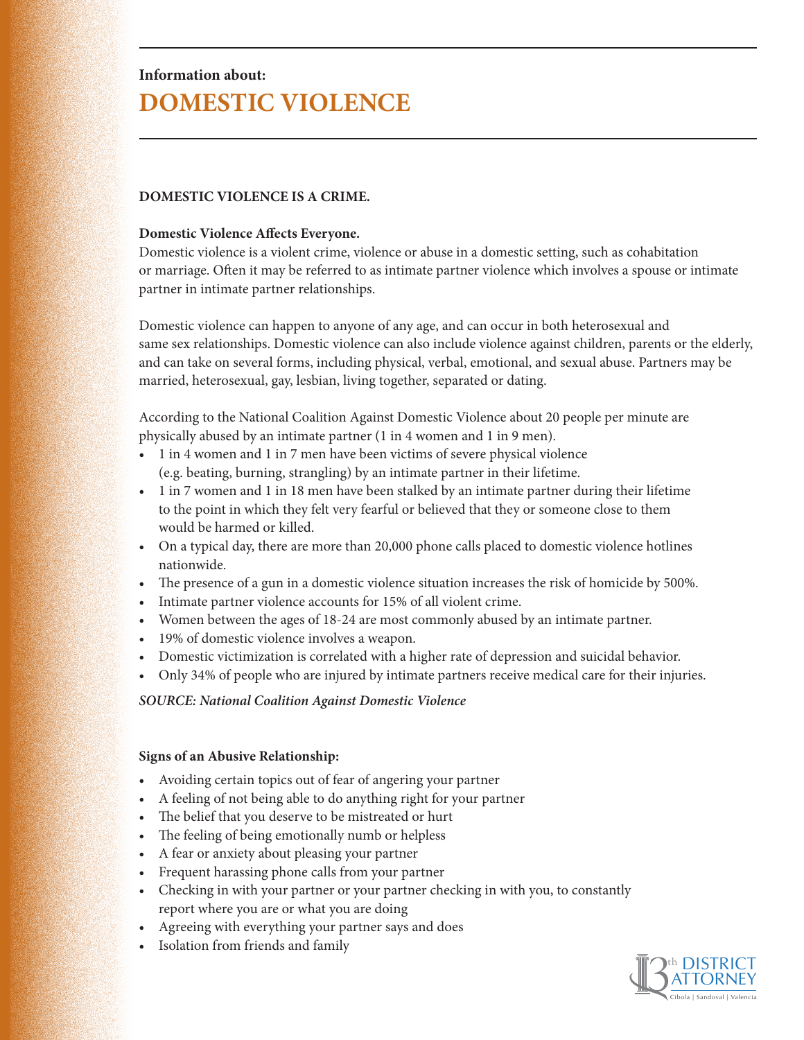Information about:

# DOMESTIC VIOLENCE

**DOMESTIC VIOLENCE IS A CRIME.**

**Domestic Violence Affects Everyone.**

Domestic violence is a violent crime, violence or abuse in a domestic setting, such as cohabitation or marriage. Often it may be referred to as intimate partner violence which involves a spouse or intimate partner in intimate partner relationships.

Domestic violence can happen to anyone of any age, and can occur in both heterosexual and same sex relationships. Domestic violence can also include violence against children, parents or the elderly, and can take on several forms, including physical, verbal, emotional, and sexual abuse. Partners may be married, heterosexual, gay, lesbian, living together, separated or dating.

According to the National Coalition Against Domestic Violence about 20 people per minute are physically abused by an intimate partner (1 in 4 women and 1 in 9 men).

- 1 in 4 women and 1 in 7 men have been victims of severe physical violence (e.g. beating, burning, strangling) by an intimate partner in their lifetime.
- 1 in 7 women and 1 in 18 men have been stalked by an intimate partner during their lifetime to the point in which they felt very fearful or believed that they or someone close to them would be harmed or killed.
- On a typical day, there are more than 20,000 phone calls placed to domestic violence hotlines nationwide.
- The presence of a gun in a domestic violence situation increases the risk of homicide by 500%.
- Intimate partner violence accounts for 15% of all violent crime.
- Women between the ages of 18-24 are most commonly abused by an intimate partner.
- 19% of domestic violence involves a weapon.
- Domestic victimization is correlated with a higher rate of depression and suicidal behavior.
- Only 34% of people who are injured by intimate partners receive medical care for their injuries.

***SOURCE: National Coalition Against Domestic Violence***

**Signs of an Abusive Relationship:**

- Avoiding certain topics out of fear of angering your partner
- A feeling of not being able to do anything right for your partner
- The belief that you deserve to be mistreated or hurt
- The feeling of being emotionally numb or helpless
- A fear or anxiety about pleasing your partner
- Frequent harassing phone calls from your partner
- Checking in with your partner or your partner checking in with you, to constantly report where you are or what you are doing
- Agreeing with everything your partner says and does
- Isolation from friends and family

13th DISTRICT ATTORNEY
Cibola | Sandoval | Valencia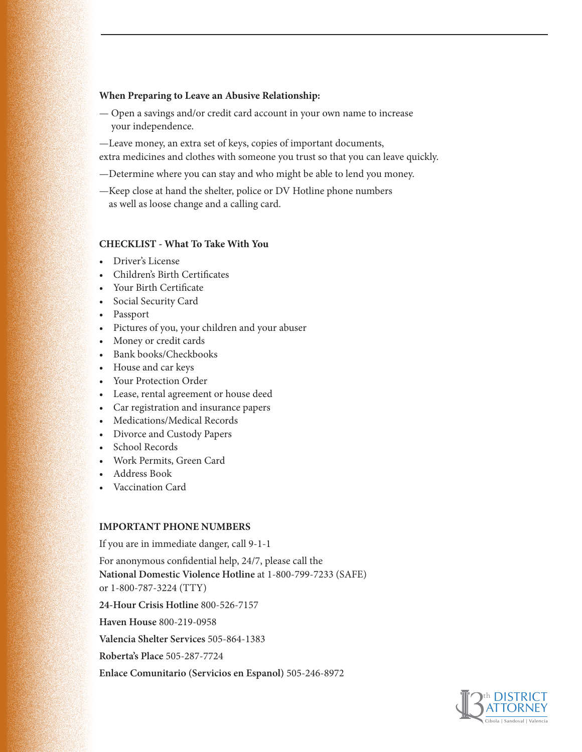**When Preparing to Leave an Abusive Relationship:**

— Open a savings and/or credit card account in your own name to increase your independence.

—Leave money, an extra set of keys, copies of important documents, extra medicines and clothes with someone you trust so that you can leave quickly.

—Determine where you can stay and who might be able to lend you money.

—Keep close at hand the shelter, police or DV Hotline phone numbers as well as loose change and a calling card.

**CHECKLIST - What To Take With You**

- Driver's License
- Children's Birth Certificates
- Your Birth Certificate
- Social Security Card
- Passport
- Pictures of you, your children and your abuser
- Money or credit cards
- Bank books/Checkbooks
- House and car keys
- Your Protection Order
- Lease, rental agreement or house deed
- Car registration and insurance papers
- Medications/Medical Records
- Divorce and Custody Papers
- School Records
- Work Permits, Green Card
- Address Book
- Vaccination Card

**IMPORTANT PHONE NUMBERS**

If you are in immediate danger, call 9-1-1

For anonymous confidential help, 24/7, please call the **National Domestic Violence Hotline** at 1-800-799-7233 (SAFE) or 1-800-787-3224 (TTY)

**24-Hour Crisis Hotline** 800-526-7157

**Haven House** 800-219-0958

**Valencia Shelter Services** 505-864-1383

**Roberta's Place** 505-287-7724

**Enlace Comunitario (Servicios en Espanol)** 505-246-8972

13th DISTRICT ATTORNEY
Cibola | Sandoval | Valencia